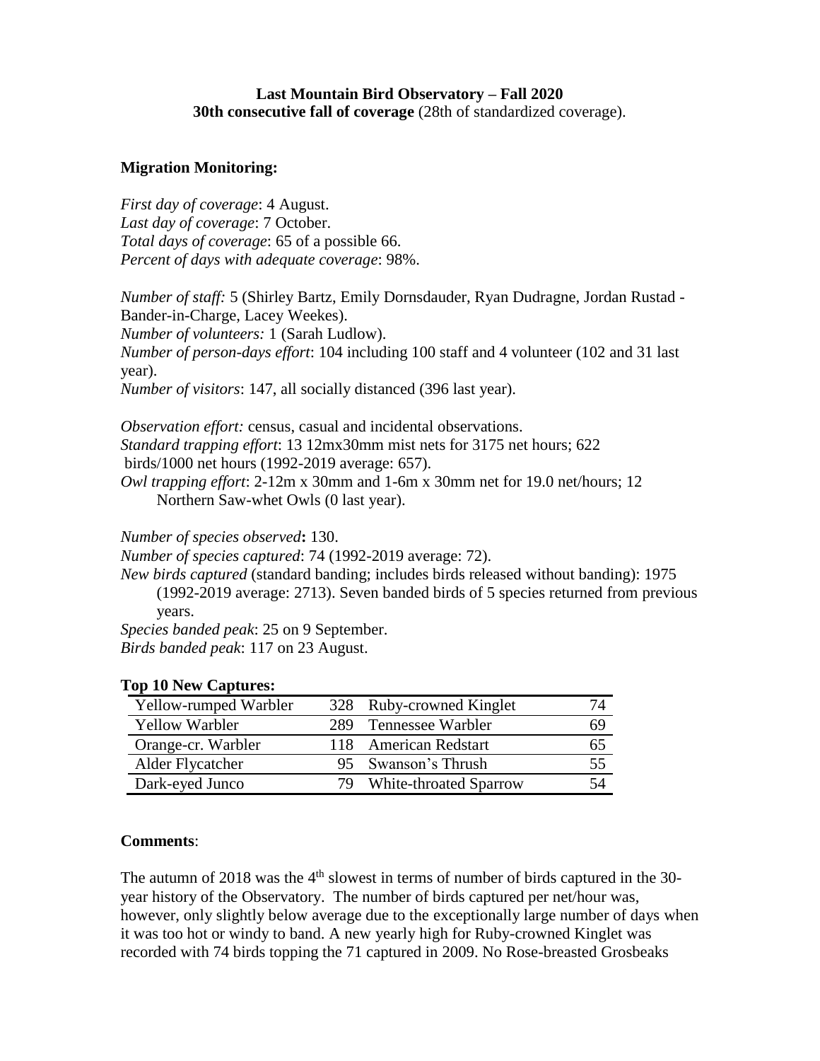**Last Mountain Bird Observatory – Fall 2020**

**30th consecutive fall of coverage** (28th of standardized coverage).

**Migration Monitoring:**

*First day of coverage*: 4 August.
*Last day of coverage*: 7 October.
*Total days of coverage*: 65 of a possible 66.
*Percent of days with adequate coverage*: 98%.

*Number of staff:* 5 (Shirley Bartz, Emily Dornsdauder, Ryan Dudragne, Jordan Rustad - Bander-in-Charge, Lacey Weekes).
*Number of volunteers:* 1 (Sarah Ludlow).
*Number of person-days effort*: 104 including 100 staff and 4 volunteer (102 and 31 last year).
*Number of visitors*: 147, all socially distanced (396 last year).

*Observation effort:* census, casual and incidental observations.
*Standard trapping effort*: 13 12mx30mm mist nets for 3175 net hours; 622 birds/1000 net hours (1992-2019 average: 657).
*Owl trapping effort*: 2-12m x 30mm and 1-6m x 30mm net for 19.0 net/hours; 12 Northern Saw-whet Owls (0 last year).

*Number of species observed***:** 130.
*Number of species captured*: 74 (1992-2019 average: 72).
*New birds captured* (standard banding; includes birds released without banding): 1975 (1992-2019 average: 2713). Seven banded birds of 5 species returned from previous years.
*Species banded peak*: 25 on 9 September.
*Birds banded peak*: 117 on 23 August.

**Top 10 New Captures:**

| Species | Count | Species | Count |
|---|---|---|---|
| Yellow-rumped Warbler | 328 | Ruby-crowned Kinglet | 74 |
| Yellow Warbler | 289 | Tennessee Warbler | 69 |
| Orange-cr. Warbler | 118 | American Redstart | 65 |
| Alder Flycatcher | 95 | Swanson's Thrush | 55 |
| Dark-eyed Junco | 79 | White-throated Sparrow | 54 |

**Comments**:

The autumn of 2018 was the 4th slowest in terms of number of birds captured in the 30-year history of the Observatory. The number of birds captured per net/hour was, however, only slightly below average due to the exceptionally large number of days when it was too hot or windy to band. A new yearly high for Ruby-crowned Kinglet was recorded with 74 birds topping the 71 captured in 2009. No Rose-breasted Grosbeaks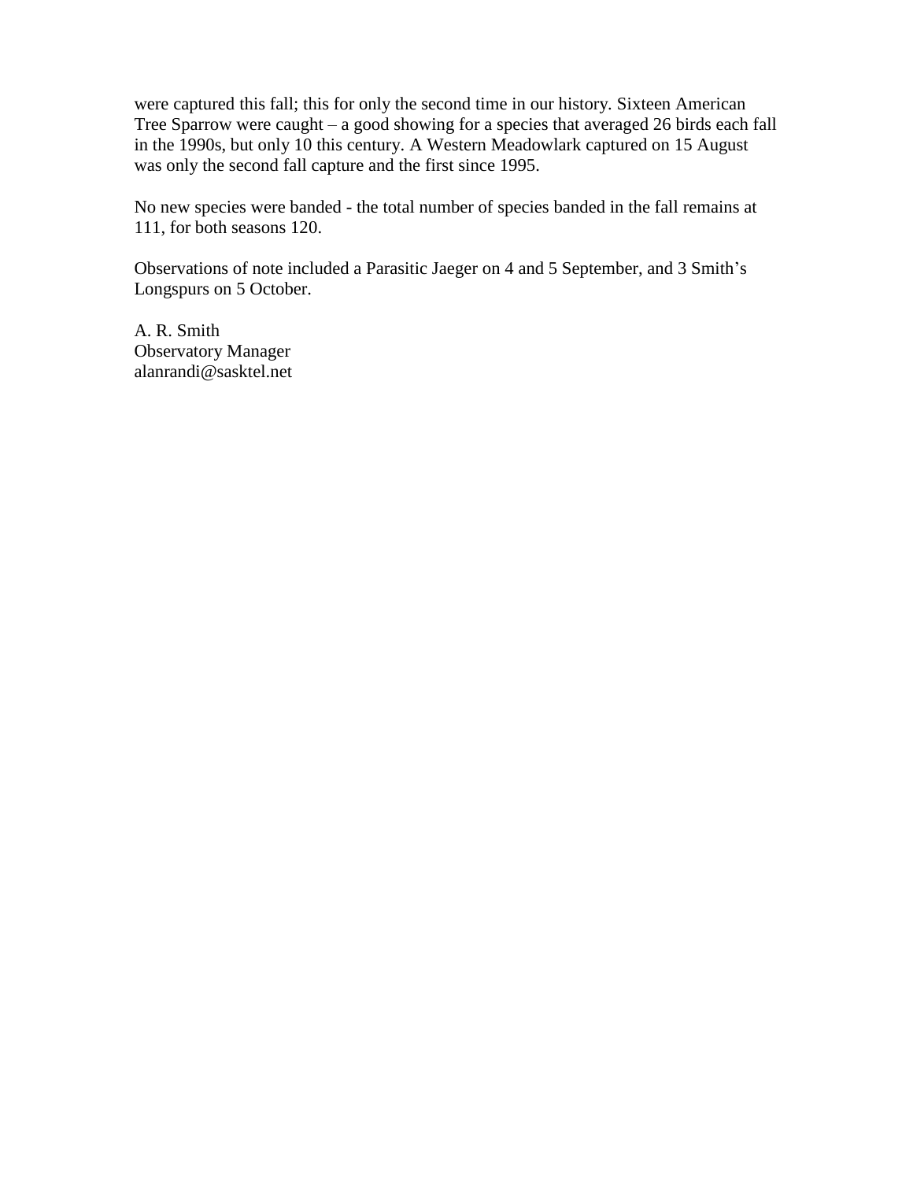were captured this fall; this for only the second time in our history. Sixteen American Tree Sparrow were caught – a good showing for a species that averaged 26 birds each fall in the 1990s, but only 10 this century. A Western Meadowlark captured on 15 August was only the second fall capture and the first since 1995.

No new species were banded - the total number of species banded in the fall remains at 111, for both seasons 120.

Observations of note included a Parasitic Jaeger on 4 and 5 September, and 3 Smith's Longspurs on 5 October.

A. R. Smith
Observatory Manager
alanrandi@sasktel.net